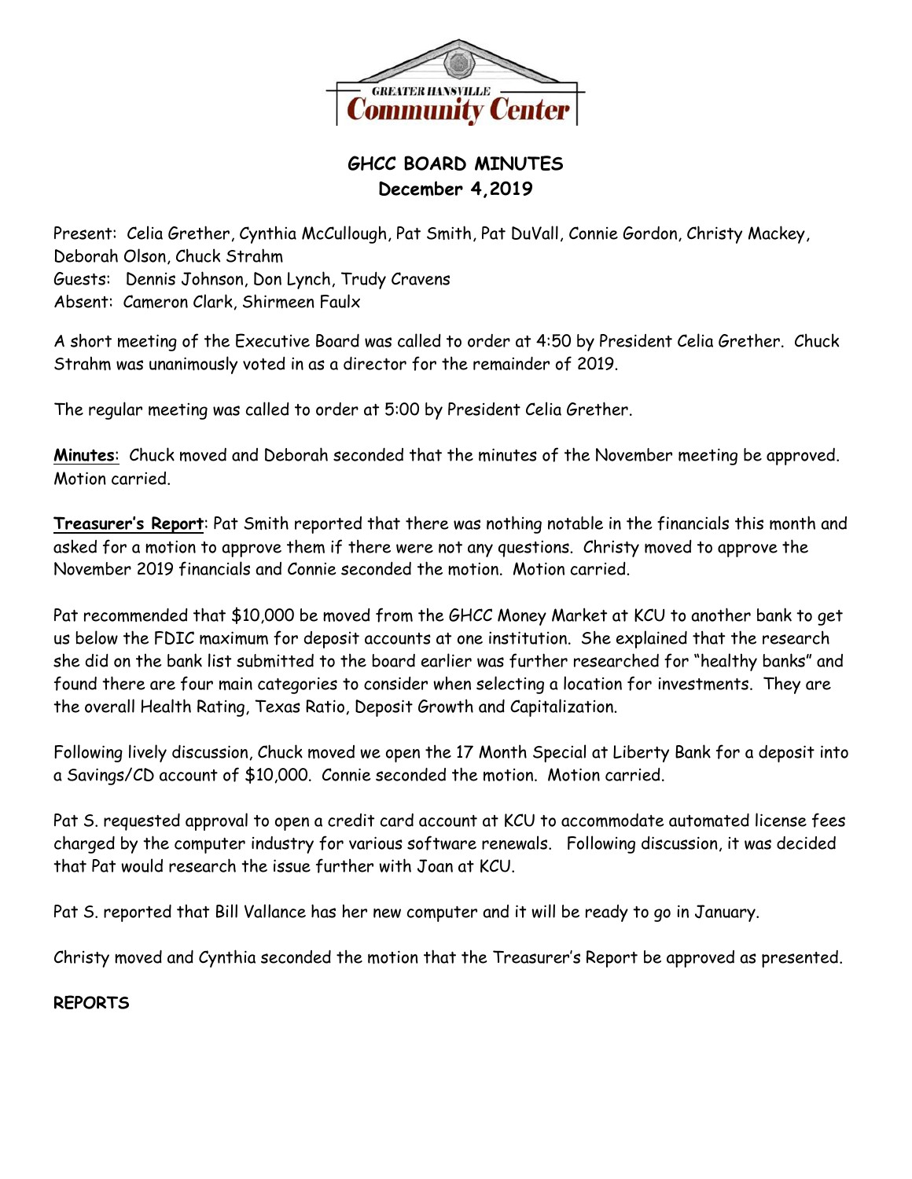# GHCC BOARD MINUTES
## December 4,2019

Present: Celia Grether, Cynthia McCullough, Pat Smith, Pat DuVall, Connie Gordon, Christy Mackey, Deborah Olson, Chuck Strahm
Guests: Dennis Johnson, Don Lynch, Trudy Cravens
Absent: Cameron Clark, Shirmeen Faulx

A short meeting of the Executive Board was called to order at 4:50 by President Celia Grether. Chuck Strahm was unanimously voted in as a director for the remainder of 2019.

The regular meeting was called to order at 5:00 by President Celia Grether.

**Minutes**: Chuck moved and Deborah seconded that the minutes of the November meeting be approved. Motion carried.

**Treasurer's Report**: Pat Smith reported that there was nothing notable in the financials this month and asked for a motion to approve them if there were not any questions. Christy moved to approve the November 2019 financials and Connie seconded the motion. Motion carried.

Pat recommended that $10,000 be moved from the GHCC Money Market at KCU to another bank to get us below the FDIC maximum for deposit accounts at one institution. She explained that the research she did on the bank list submitted to the board earlier was further researched for "healthy banks" and found there are four main categories to consider when selecting a location for investments. They are the overall Health Rating, Texas Ratio, Deposit Growth and Capitalization.

Following lively discussion, Chuck moved we open the 17 Month Special at Liberty Bank for a deposit into a Savings/CD account of $10,000. Connie seconded the motion. Motion carried.

Pat S. requested approval to open a credit card account at KCU to accommodate automated license fees charged by the computer industry for various software renewals. Following discussion, it was decided that Pat would research the issue further with Joan at KCU.

Pat S. reported that Bill Vallance has her new computer and it will be ready to go in January.

Christy moved and Cynthia seconded the motion that the Treasurer's Report be approved as presented.

**REPORTS**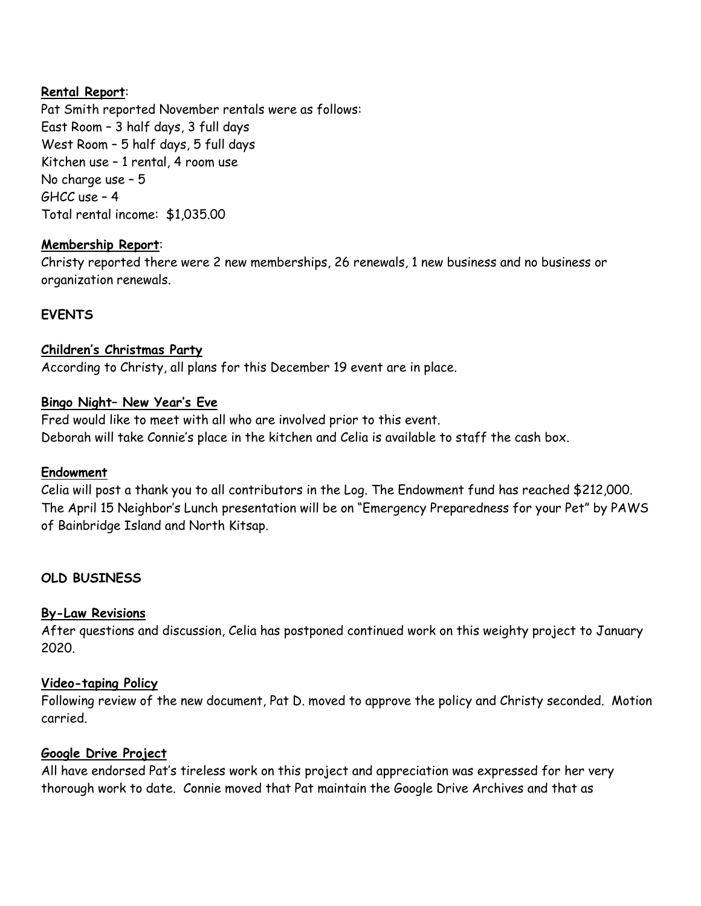**Rental Report**:

Pat Smith reported November rentals were as follows:
East Room – 3 half days, 3 full days
West Room – 5 half days, 5 full days
Kitchen use – 1 rental, 4 room use
No charge use – 5
GHCC use – 4
Total rental income: $1,035.00

**Membership Report**:

Christy reported there were 2 new memberships, 26 renewals, 1 new business and no business or organization renewals.

**EVENTS**

**Children's Christmas Party**

According to Christy, all plans for this December 19 event are in place.

**Bingo Night– New Year's Eve**

Fred would like to meet with all who are involved prior to this event.
Deborah will take Connie's place in the kitchen and Celia is available to staff the cash box.

**Endowment**

Celia will post a thank you to all contributors in the Log. The Endowment fund has reached $212,000. The April 15 Neighbor's Lunch presentation will be on "Emergency Preparedness for your Pet" by PAWS of Bainbridge Island and North Kitsap.

**OLD BUSINESS**

**By-Law Revisions**

After questions and discussion, Celia has postponed continued work on this weighty project to January 2020.

**Video-taping Policy**

Following review of the new document, Pat D. moved to approve the policy and Christy seconded. Motion carried.

**Google Drive Project**

All have endorsed Pat's tireless work on this project and appreciation was expressed for her very thorough work to date. Connie moved that Pat maintain the Google Drive Archives and that as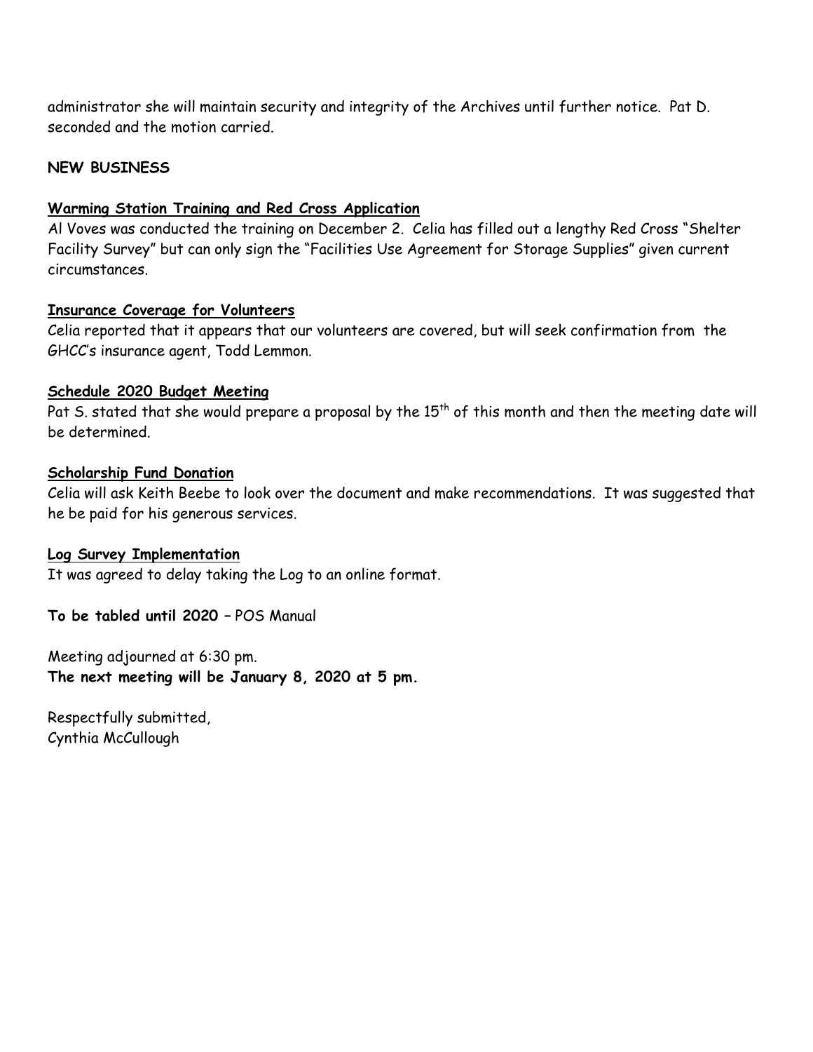administrator she will maintain security and integrity of the Archives until further notice. Pat D. seconded and the motion carried.

**NEW BUSINESS**

**Warming Station Training and Red Cross Application**

Al Voves was conducted the training on December 2. Celia has filled out a lengthy Red Cross "Shelter Facility Survey" but can only sign the "Facilities Use Agreement for Storage Supplies" given current circumstances.

**Insurance Coverage for Volunteers**

Celia reported that it appears that our volunteers are covered, but will seek confirmation from the GHCC's insurance agent, Todd Lemmon.

**Schedule 2020 Budget Meeting**

Pat S. stated that she would prepare a proposal by the 15th of this month and then the meeting date will be determined.

**Scholarship Fund Donation**

Celia will ask Keith Beebe to look over the document and make recommendations. It was suggested that he be paid for his generous services.

**Log Survey Implementation**

It was agreed to delay taking the Log to an online format.

**To be tabled until 2020** – POS Manual

Meeting adjourned at 6:30 pm.
**The next meeting will be January 8, 2020 at 5 pm.**

Respectfully submitted,
Cynthia McCullough